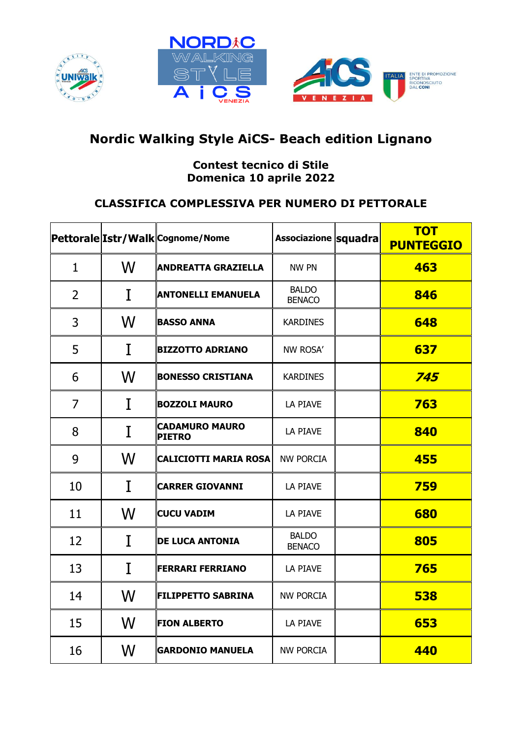# Nordic Walking Style AiCS- Beach edition Lignano

### Contest tecnico di Stile
### Domenica 10 aprile 2022

### CLASSIFICA COMPLESSIVA PER NUMERO DI PETTORALE

| Pettorale | Istr/Walk | Cognome/Nome | Associazione | squadra | TOT PUNTEGGIO |
|---|---|---|---|---|---|
| 1 | W | **ANDREATTA GRAZIELLA** | NW PN | | **463** |
| 2 | I | **ANTONELLI EMANUELA** | BALDO BENACO | | **846** |
| 3 | W | **BASSO ANNA** | KARDINES | | **648** |
| 5 | I | **BIZZOTTO ADRIANO** | NW ROSA' | | **637** |
| 6 | W | **BONESSO CRISTIANA** | KARDINES | | ***745*** |
| 7 | I | **BOZZOLI MAURO** | LA PIAVE | | **763** |
| 8 | I | **CADAMURO MAURO PIETRO** | LA PIAVE | | **840** |
| 9 | W | **CALICIOTTI MARIA ROSA** | NW PORCIA | | **455** |
| 10 | I | **CARRER GIOVANNI** | LA PIAVE | | **759** |
| 11 | W | **CUCU VADIM** | LA PIAVE | | **680** |
| 12 | I | **DE LUCA ANTONIA** | BALDO BENACO | | **805** |
| 13 | I | **FERRARI FERRIANO** | LA PIAVE | | **765** |
| 14 | W | **FILIPPETTO SABRINA** | NW PORCIA | | **538** |
| 15 | W | **FION ALBERTO** | LA PIAVE | | **653** |
| 16 | W | **GARDONIO MANUELA** | NW PORCIA | | **440** |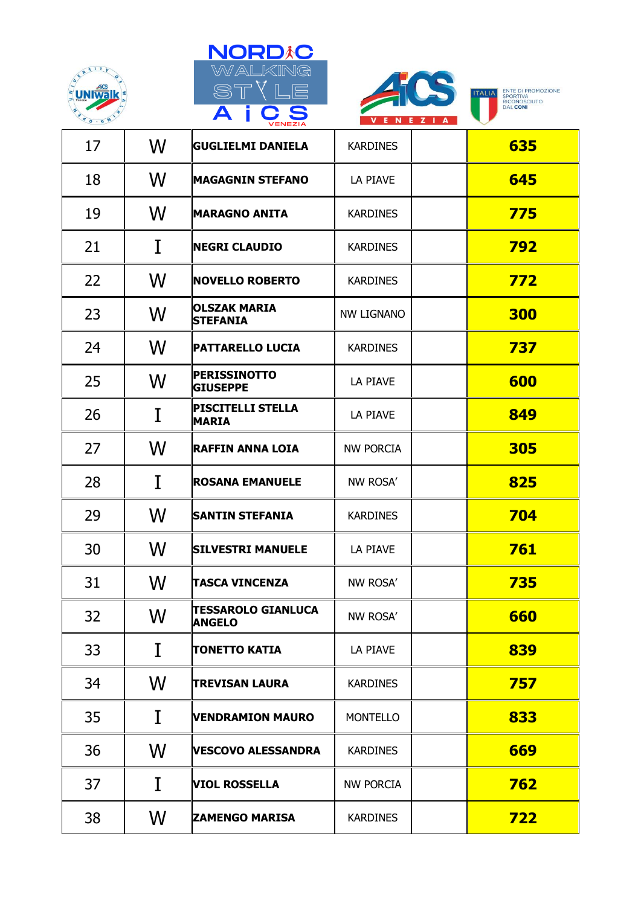| 17 | W | GUGLIELMI DANIELA | KARDINES | | 635 |
|---|---|---|---|---|---|
| 18 | W | MAGAGNIN STEFANO | LA PIAVE | | 645 |
| 19 | W | MARAGNO ANITA | KARDINES | | 775 |
| 21 | I | NEGRI CLAUDIO | KARDINES | | 792 |
| 22 | W | NOVELLO ROBERTO | KARDINES | | 772 |
| 23 | W | OLSZAK MARIA STEFANIA | NW LIGNANO | | 300 |
| 24 | W | PATTARELLO LUCIA | KARDINES | | 737 |
| 25 | W | PERISSINOTTO GIUSEPPE | LA PIAVE | | 600 |
| 26 | I | PISCITELLI STELLA MARIA | LA PIAVE | | 849 |
| 27 | W | RAFFIN ANNA LOIA | NW PORCIA | | 305 |
| 28 | I | ROSANA EMANUELE | NW ROSA' | | 825 |
| 29 | W | SANTIN STEFANIA | KARDINES | | 704 |
| 30 | W | SILVESTRI MANUELE | LA PIAVE | | 761 |
| 31 | W | TASCA VINCENZA | NW ROSA' | | 735 |
| 32 | W | TESSAROLO GIANLUCA ANGELO | NW ROSA' | | 660 |
| 33 | I | TONETTO KATIA | LA PIAVE | | 839 |
| 34 | W | TREVISAN LAURA | KARDINES | | 757 |
| 35 | I | VENDRAMION MAURO | MONTELLO | | 833 |
| 36 | W | VESCOVO ALESSANDRA | KARDINES | | 669 |
| 37 | I | VIOL ROSSELLA | NW PORCIA | | 762 |
| 38 | W | ZAMENGO MARISA | KARDINES | | 722 |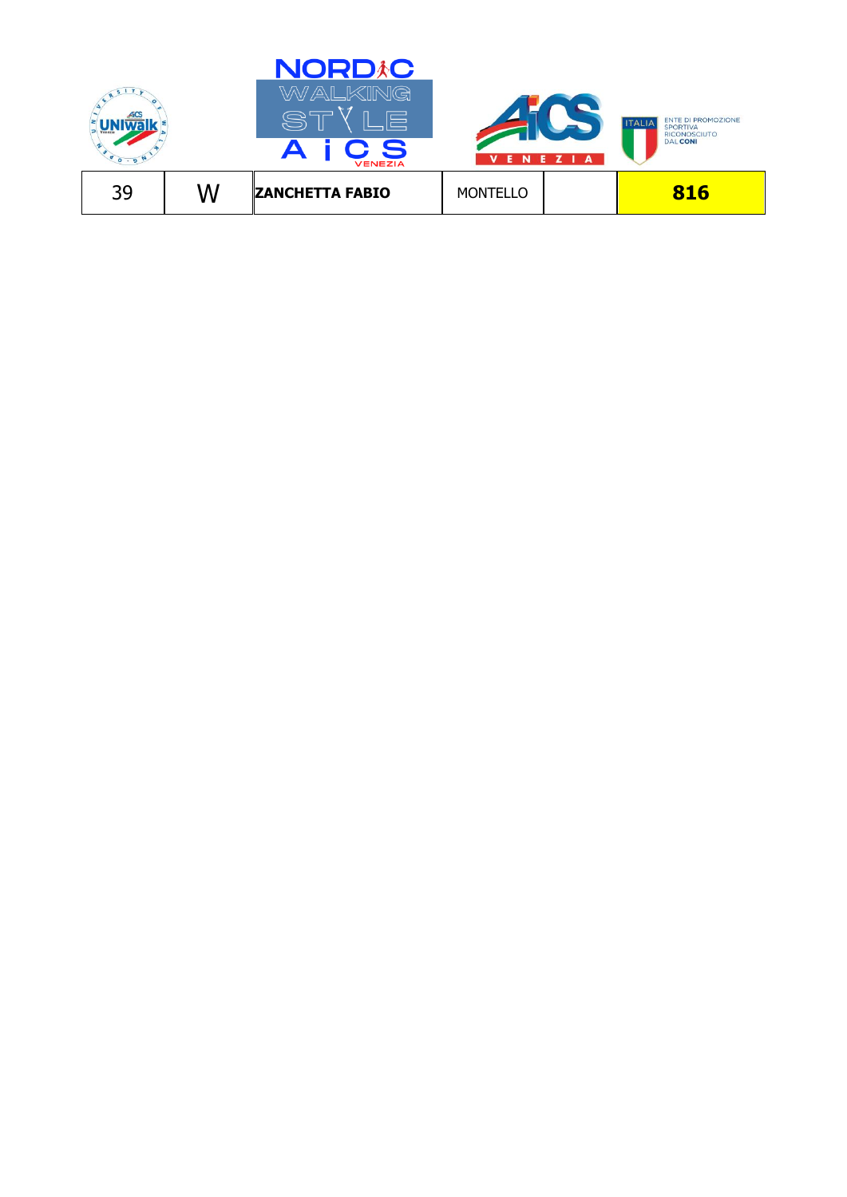| | | | | | |
|---|---|---|---|---|---|
| 39 | W | **ZANCHETTA FABIO** | MONTELLO | | **816** |